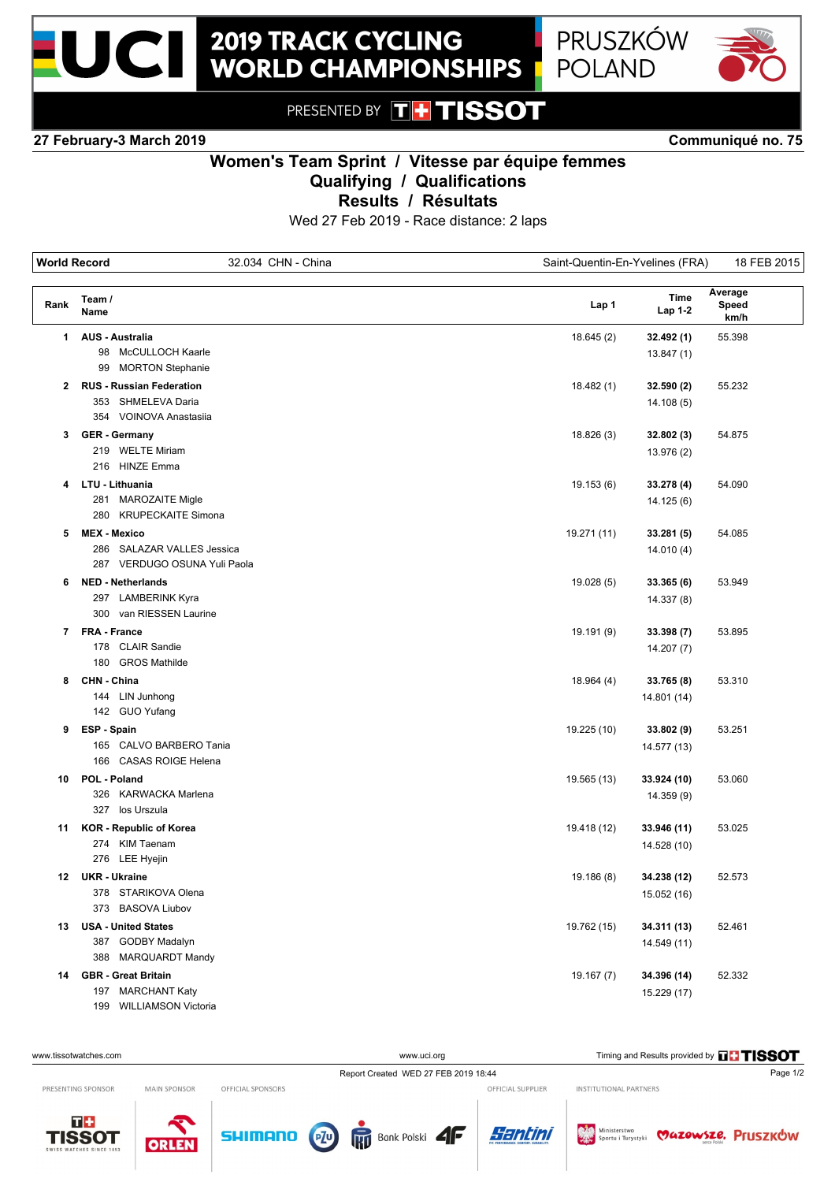# 2019 TRACK CYCLING WORLD CHAMPIONSHIPS

PRUSZKÓW POLAND

PRESENTED BY TISSOT

**27 February-3 March 2019** **Communiqué no. 75**

## Women's Team Sprint / Vitesse par équipe femmes
## Qualifying / Qualifications
## Results / Résultats

Wed 27 Feb 2019 - Race distance: 2 laps

| World Record | 32.034 CHN - China | Saint-Quentin-En-Yvelines (FRA) | 18 FEB 2015 |
|---|---|---|---|

| Rank | Team / Name | Lap 1 | Time Lap 1-2 | Average Speed km/h |
|---|---|---|---|---|
| 1 | **AUS - Australia** | 18.645 (2) | **32.492 (1)** | 55.398 |
| | 98 McCULLOCH Kaarle | | 13.847 (1) | |
| | 99 MORTON Stephanie | | | |
| 2 | **RUS - Russian Federation** | 18.482 (1) | **32.590 (2)** | 55.232 |
| | 353 SHMELEVA Daria | | 14.108 (5) | |
| | 354 VOINOVA Anastasiia | | | |
| 3 | **GER - Germany** | 18.826 (3) | **32.802 (3)** | 54.875 |
| | 219 WELTE Miriam | | 13.976 (2) | |
| | 216 HINZE Emma | | | |
| 4 | **LTU - Lithuania** | 19.153 (6) | **33.278 (4)** | 54.090 |
| | 281 MAROZAITE Migle | | 14.125 (6) | |
| | 280 KRUPECKAITE Simona | | | |
| 5 | **MEX - Mexico** | 19.271 (11) | **33.281 (5)** | 54.085 |
| | 286 SALAZAR VALLES Jessica | | 14.010 (4) | |
| | 287 VERDUGO OSUNA Yuli Paola | | | |
| 6 | **NED - Netherlands** | 19.028 (5) | **33.365 (6)** | 53.949 |
| | 297 LAMBERINK Kyra | | 14.337 (8) | |
| | 300 van RIESSEN Laurine | | | |
| 7 | **FRA - France** | 19.191 (9) | **33.398 (7)** | 53.895 |
| | 178 CLAIR Sandie | | 14.207 (7) | |
| | 180 GROS Mathilde | | | |
| 8 | **CHN - China** | 18.964 (4) | **33.765 (8)** | 53.310 |
| | 144 LIN Junhong | | 14.801 (14) | |
| | 142 GUO Yufang | | | |
| 9 | **ESP - Spain** | 19.225 (10) | **33.802 (9)** | 53.251 |
| | 165 CALVO BARBERO Tania | | 14.577 (13) | |
| | 166 CASAS ROIGE Helena | | | |
| 10 | **POL - Poland** | 19.565 (13) | **33.924 (10)** | 53.060 |
| | 326 KARWACKA Marlena | | 14.359 (9) | |
| | 327 los Urszula | | | |
| 11 | **KOR - Republic of Korea** | 19.418 (12) | **33.946 (11)** | 53.025 |
| | 274 KIM Taenam | | 14.528 (10) | |
| | 276 LEE Hyejin | | | |
| 12 | **UKR - Ukraine** | 19.186 (8) | **34.238 (12)** | 52.573 |
| | 378 STARIKOVA Olena | | 15.052 (16) | |
| | 373 BASOVA Liubov | | | |
| 13 | **USA - United States** | 19.762 (15) | **34.311 (13)** | 52.461 |
| | 387 GODBY Madalyn | | 14.549 (11) | |
| | 388 MARQUARDT Mandy | | | |
| 14 | **GBR - Great Britain** | 19.167 (7) | **34.396 (14)** | 52.332 |
| | 197 MARCHANT Katy | | 15.229 (17) | |
| | 199 WILLIAMSON Victoria | | | |

www.tissotwatches.com | www.uci.org | Timing and Results provided by TISSOT

Report Created WED 27 FEB 2019 18:44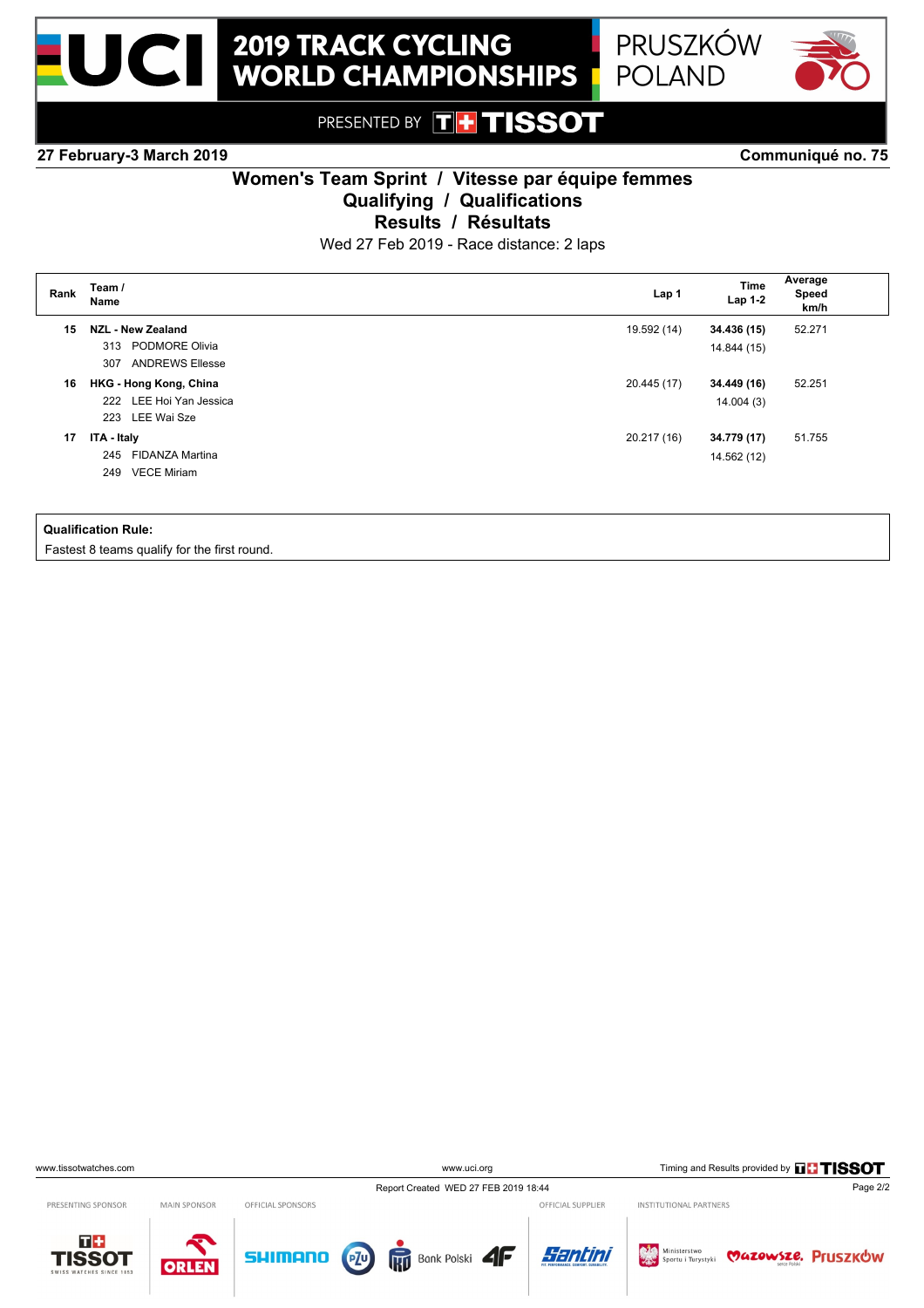27 February-3 March 2019

Communiqué no. 75

## Women's Team Sprint / Vitesse par équipe femmes
## Qualifying / Qualifications
## Results / Résultats

Wed 27 Feb 2019 - Race distance: 2 laps

| Rank | Team / Name | Lap 1 | Time Lap 1-2 | Average Speed km/h |
|---|---|---|---|---|
| **15** | **NZL - New Zealand** | 19.592 (14) | **34.436 (15)** | 52.271 |
| | 313 PODMORE Olivia | | 14.844 (15) | |
| | 307 ANDREWS Ellesse | | | |
| **16** | **HKG - Hong Kong, China** | 20.445 (17) | **34.449 (16)** | 52.251 |
| | 222 LEE Hoi Yan Jessica | | 14.004 (3) | |
| | 223 LEE Wai Sze | | | |
| **17** | **ITA - Italy** | 20.217 (16) | **34.779 (17)** | 51.755 |
| | 245 FIDANZA Martina | | 14.562 (12) | |
| | 249 VECE Miriam | | | |

**Qualification Rule:**
Fastest 8 teams qualify for the first round.

Report Created WED 27 FEB 2019 18:44